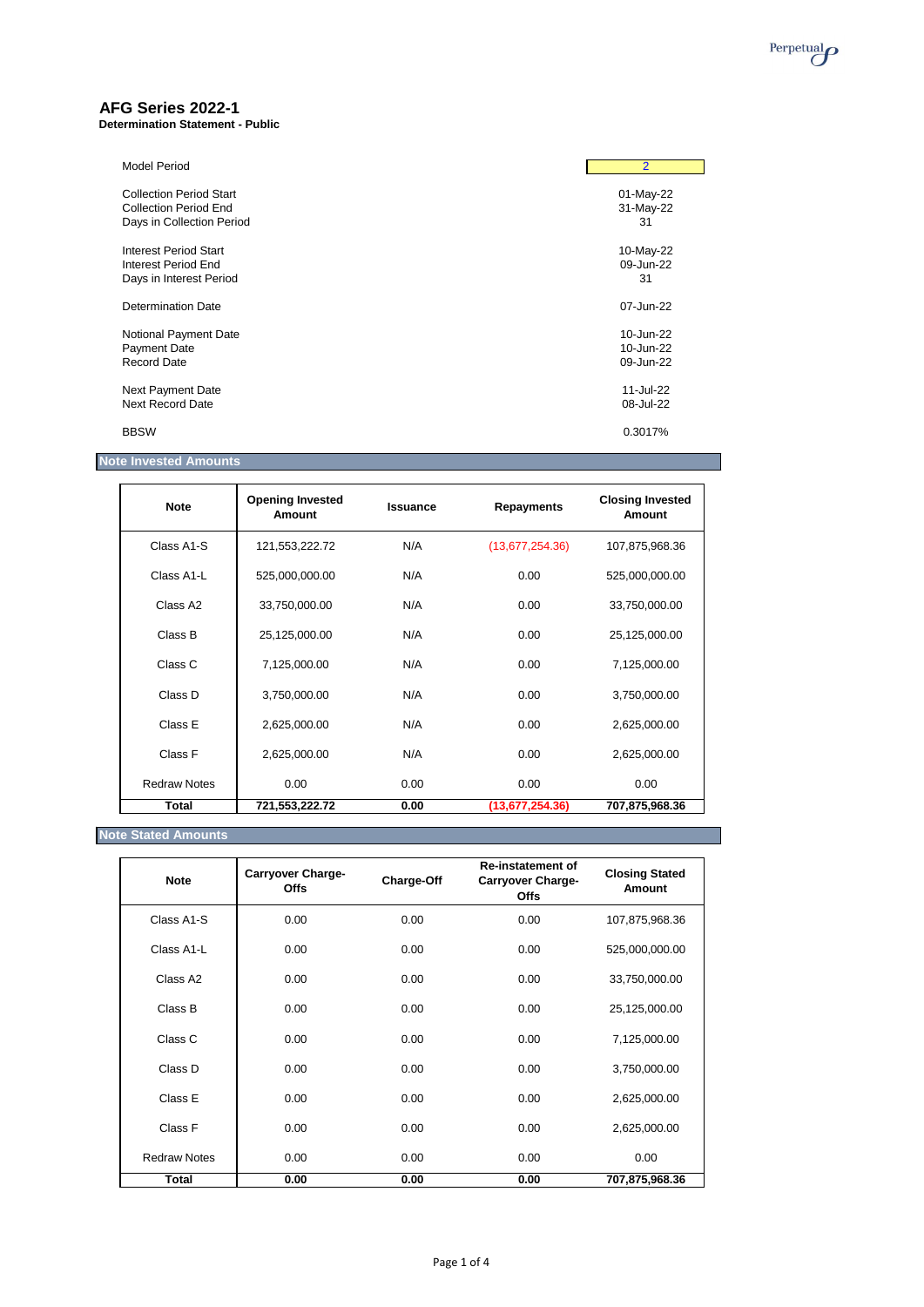# AFG Series 2022-1

**Determination Statement - Public**

| | |
|---|---|
| Model Period | 2 |
| | |
| Collection Period Start | 01-May-22 |
| Collection Period End | 31-May-22 |
| Days in Collection Period | 31 |
| | |
| Interest Period Start | 10-May-22 |
| Interest Period End | 09-Jun-22 |
| Days in Interest Period | 31 |
| | |
| Determination Date | 07-Jun-22 |
| | |
| Notional Payment Date | 10-Jun-22 |
| Payment Date | 10-Jun-22 |
| Record Date | 09-Jun-22 |
| | |
| Next Payment Date | 11-Jul-22 |
| Next Record Date | 08-Jul-22 |
| | |
| BBSW | 0.3017% |

## Note Invested Amounts

| Note | Opening Invested Amount | Issuance | Repayments | Closing Invested Amount |
|---|---|---|---|---|
| Class A1-S | 121,553,222.72 | N/A | (13,677,254.36) | 107,875,968.36 |
| Class A1-L | 525,000,000.00 | N/A | 0.00 | 525,000,000.00 |
| Class A2 | 33,750,000.00 | N/A | 0.00 | 33,750,000.00 |
| Class B | 25,125,000.00 | N/A | 0.00 | 25,125,000.00 |
| Class C | 7,125,000.00 | N/A | 0.00 | 7,125,000.00 |
| Class D | 3,750,000.00 | N/A | 0.00 | 3,750,000.00 |
| Class E | 2,625,000.00 | N/A | 0.00 | 2,625,000.00 |
| Class F | 2,625,000.00 | N/A | 0.00 | 2,625,000.00 |
| Redraw Notes | 0.00 | 0.00 | 0.00 | 0.00 |
| **Total** | **721,553,222.72** | **0.00** | **(13,677,254.36)** | **707,875,968.36** |

## Note Stated Amounts

| Note | Carryover Charge-Offs | Charge-Off | Re-instatement of Carryover Charge-Offs | Closing Stated Amount |
|---|---|---|---|---|
| Class A1-S | 0.00 | 0.00 | 0.00 | 107,875,968.36 |
| Class A1-L | 0.00 | 0.00 | 0.00 | 525,000,000.00 |
| Class A2 | 0.00 | 0.00 | 0.00 | 33,750,000.00 |
| Class B | 0.00 | 0.00 | 0.00 | 25,125,000.00 |
| Class C | 0.00 | 0.00 | 0.00 | 7,125,000.00 |
| Class D | 0.00 | 0.00 | 0.00 | 3,750,000.00 |
| Class E | 0.00 | 0.00 | 0.00 | 2,625,000.00 |
| Class F | 0.00 | 0.00 | 0.00 | 2,625,000.00 |
| Redraw Notes | 0.00 | 0.00 | 0.00 | 0.00 |
| **Total** | **0.00** | **0.00** | **0.00** | **707,875,968.36** |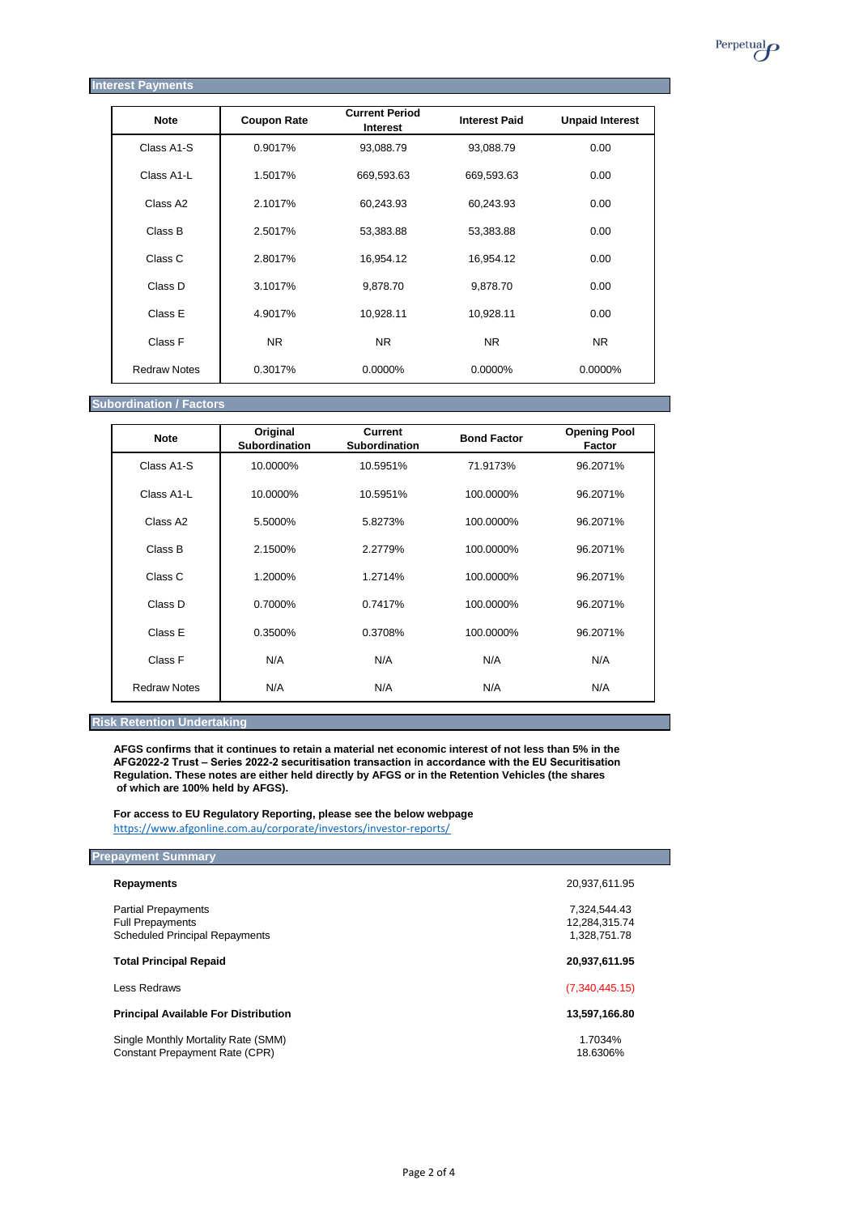## Interest Payments

| Note | Coupon Rate | Current Period Interest | Interest Paid | Unpaid Interest |
|---|---|---|---|---|
| Class A1-S | 0.9017% | 93,088.79 | 93,088.79 | 0.00 |
| Class A1-L | 1.5017% | 669,593.63 | 669,593.63 | 0.00 |
| Class A2 | 2.1017% | 60,243.93 | 60,243.93 | 0.00 |
| Class B | 2.5017% | 53,383.88 | 53,383.88 | 0.00 |
| Class C | 2.8017% | 16,954.12 | 16,954.12 | 0.00 |
| Class D | 3.1017% | 9,878.70 | 9,878.70 | 0.00 |
| Class E | 4.9017% | 10,928.11 | 10,928.11 | 0.00 |
| Class F | NR | NR | NR | NR |
| Redraw Notes | 0.3017% | 0.0000% | 0.0000% | 0.0000% |

## Subordination / Factors

| Note | Original Subordination | Current Subordination | Bond Factor | Opening Pool Factor |
|---|---|---|---|---|
| Class A1-S | 10.0000% | 10.5951% | 71.9173% | 96.2071% |
| Class A1-L | 10.0000% | 10.5951% | 100.0000% | 96.2071% |
| Class A2 | 5.5000% | 5.8273% | 100.0000% | 96.2071% |
| Class B | 2.1500% | 2.2779% | 100.0000% | 96.2071% |
| Class C | 1.2000% | 1.2714% | 100.0000% | 96.2071% |
| Class D | 0.7000% | 0.7417% | 100.0000% | 96.2071% |
| Class E | 0.3500% | 0.3708% | 100.0000% | 96.2071% |
| Class F | N/A | N/A | N/A | N/A |
| Redraw Notes | N/A | N/A | N/A | N/A |

## Risk Retention Undertaking

**AFGS confirms that it continues to retain a material net economic interest of not less than 5% in the AFG2022-2 Trust – Series 2022-2 securitisation transaction in accordance with the EU Securitisation Regulation. These notes are either held directly by AFGS or in the Retention Vehicles (the shares of which are 100% held by AFGS).**

**For access to EU Regulatory Reporting, please see the below webpage**
https://www.afgonline.com.au/corporate/investors/investor-reports/

## Prepayment Summary

| | |
|---|---|
| **Repayments** | 20,937,611.95 |
| Partial Prepayments | 7,324,544.43 |
| Full Prepayments | 12,284,315.74 |
| Scheduled Principal Repayments | 1,328,751.78 |
| **Total Principal Repaid** | **20,937,611.95** |
| Less Redraws | (7,340,445.15) |
| **Principal Available For Distribution** | **13,597,166.80** |
| Single Monthly Mortality Rate (SMM) | 1.7034% |
| Constant Prepayment Rate (CPR) | 18.6306% |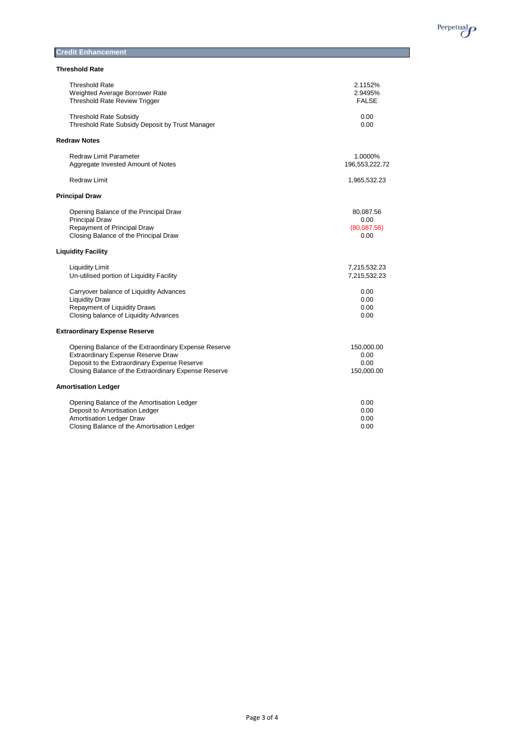## Credit Enhancement

### Threshold Rate

| | |
|---|---|
| Threshold Rate | 2.1152% |
| Weighted Average Borrower Rate | 2.9495% |
| Threshold Rate Review Trigger | FALSE |
| Threshold Rate Subsidy | 0.00 |
| Threshold Rate Subsidy Deposit by Trust Manager | 0.00 |

### Redraw Notes

| | |
|---|---|
| Redraw Limit Parameter | 1.0000% |
| Aggregate Invested Amount of Notes | 196,553,222.72 |
| Redraw Limit | 1,965,532.23 |

### Principal Draw

| | |
|---|---|
| Opening Balance of the Principal Draw | 80,087.56 |
| Principal Draw | 0.00 |
| Repayment of Principal Draw | (80,087.56) |
| Closing Balance of the Principal Draw | 0.00 |

### Liquidity Facility

| | |
|---|---|
| Liquidity Limit | 7,215,532.23 |
| Un-utilised portion of Liquidity Facility | 7,215,532.23 |
| Carryover balance of Liquidity Advances | 0.00 |
| Liquidity Draw | 0.00 |
| Repayment of Liquidity Draws | 0.00 |
| Closing balance of Liquidity Advances | 0.00 |

### Extraordinary Expense Reserve

| | |
|---|---|
| Opening Balance of the Extraordinary Expense Reserve | 150,000.00 |
| Extraordinary Expense Reserve Draw | 0.00 |
| Deposit to the Extraordinary Expense Reserve | 0.00 |
| Closing Balance of the Extraordinary Expense Reserve | 150,000.00 |

### Amortisation Ledger

| | |
|---|---|
| Opening Balance of the Amortisation Ledger | 0.00 |
| Deposit to Amortisation Ledger | 0.00 |
| Amortisation Ledger Draw | 0.00 |
| Closing Balance of the Amortisation Ledger | 0.00 |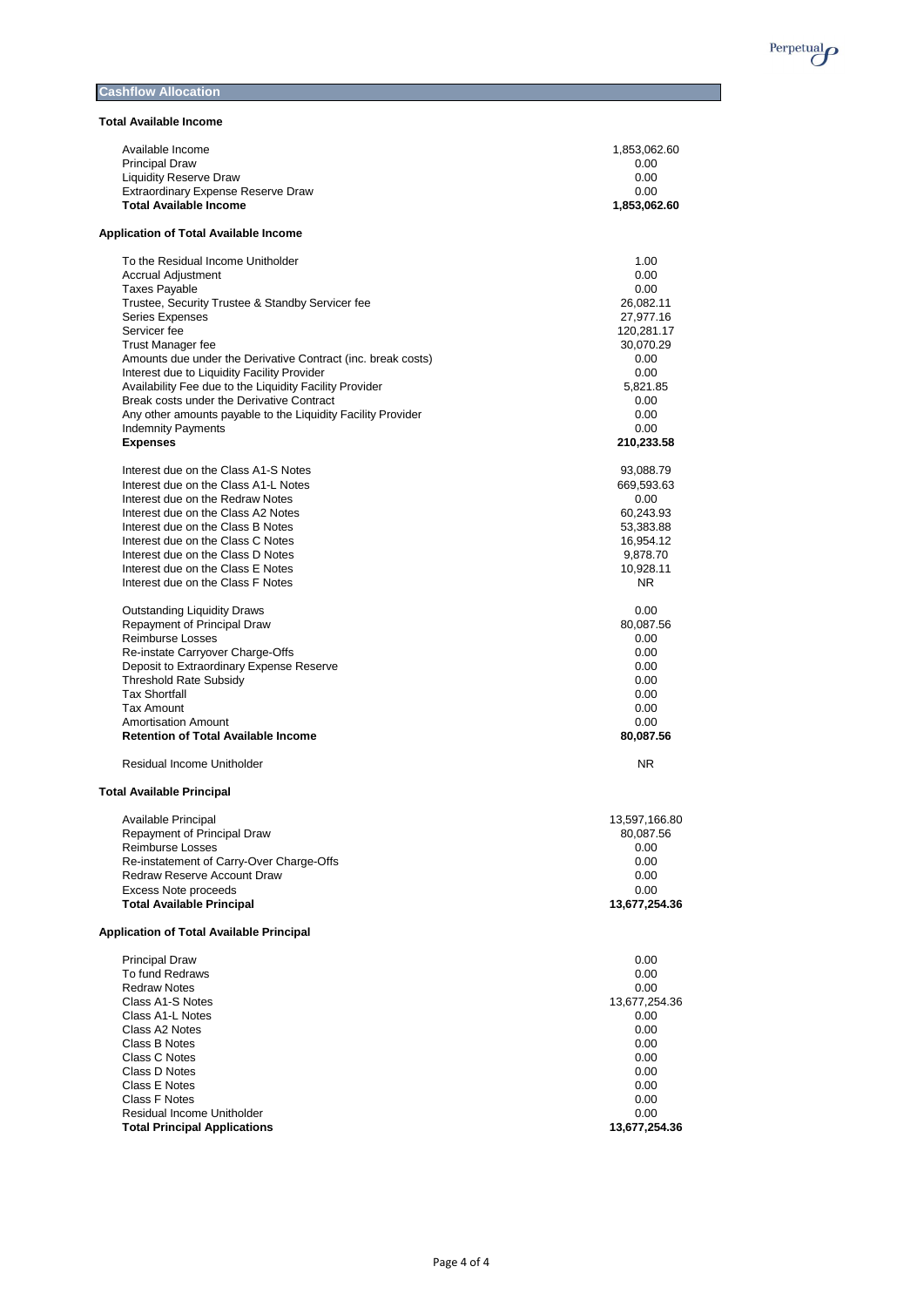## Cashflow Allocation

### Total Available Income

| | |
|---|---|
| Available Income | 1,853,062.60 |
| Principal Draw | 0.00 |
| Liquidity Reserve Draw | 0.00 |
| Extraordinary Expense Reserve Draw | 0.00 |
| **Total Available Income** | **1,853,062.60** |

### Application of Total Available Income

| | |
|---|---|
| To the Residual Income Unitholder | 1.00 |
| Accrual Adjustment | 0.00 |
| Taxes Payable | 0.00 |
| Trustee, Security Trustee & Standby Servicer fee | 26,082.11 |
| Series Expenses | 27,977.16 |
| Servicer fee | 120,281.17 |
| Trust Manager fee | 30,070.29 |
| Amounts due under the Derivative Contract (inc. break costs) | 0.00 |
| Interest due to Liquidity Facility Provider | 0.00 |
| Availability Fee due to the Liquidity Facility Provider | 5,821.85 |
| Break costs under the Derivative Contract | 0.00 |
| Any other amounts payable to the Liquidity Facility Provider | 0.00 |
| Indemnity Payments | 0.00 |
| **Expenses** | **210,233.58** |
| | |
| Interest due on the Class A1-S Notes | 93,088.79 |
| Interest due on the Class A1-L Notes | 669,593.63 |
| Interest due on the Redraw Notes | 0.00 |
| Interest due on the Class A2 Notes | 60,243.93 |
| Interest due on the Class B Notes | 53,383.88 |
| Interest due on the Class C Notes | 16,954.12 |
| Interest due on the Class D Notes | 9,878.70 |
| Interest due on the Class E Notes | 10,928.11 |
| Interest due on the Class F Notes | NR |
| | |
| Outstanding Liquidity Draws | 0.00 |
| Repayment of Principal Draw | 80,087.56 |
| Reimburse Losses | 0.00 |
| Re-instate Carryover Charge-Offs | 0.00 |
| Deposit to Extraordinary Expense Reserve | 0.00 |
| Threshold Rate Subsidy | 0.00 |
| Tax Shortfall | 0.00 |
| Tax Amount | 0.00 |
| Amortisation Amount | 0.00 |
| **Retention of Total Available Income** | **80,087.56** |
| | |
| Residual Income Unitholder | NR |

### Total Available Principal

| | |
|---|---|
| Available Principal | 13,597,166.80 |
| Repayment of Principal Draw | 80,087.56 |
| Reimburse Losses | 0.00 |
| Re-instatement of Carry-Over Charge-Offs | 0.00 |
| Redraw Reserve Account Draw | 0.00 |
| Excess Note proceeds | 0.00 |
| **Total Available Principal** | **13,677,254.36** |

### Application of Total Available Principal

| | |
|---|---|
| Principal Draw | 0.00 |
| To fund Redraws | 0.00 |
| Redraw Notes | 0.00 |
| Class A1-S Notes | 13,677,254.36 |
| Class A1-L Notes | 0.00 |
| Class A2 Notes | 0.00 |
| Class B Notes | 0.00 |
| Class C Notes | 0.00 |
| Class D Notes | 0.00 |
| Class E Notes | 0.00 |
| Class F Notes | 0.00 |
| Residual Income Unitholder | 0.00 |
| **Total Principal Applications** | **13,677,254.36** |